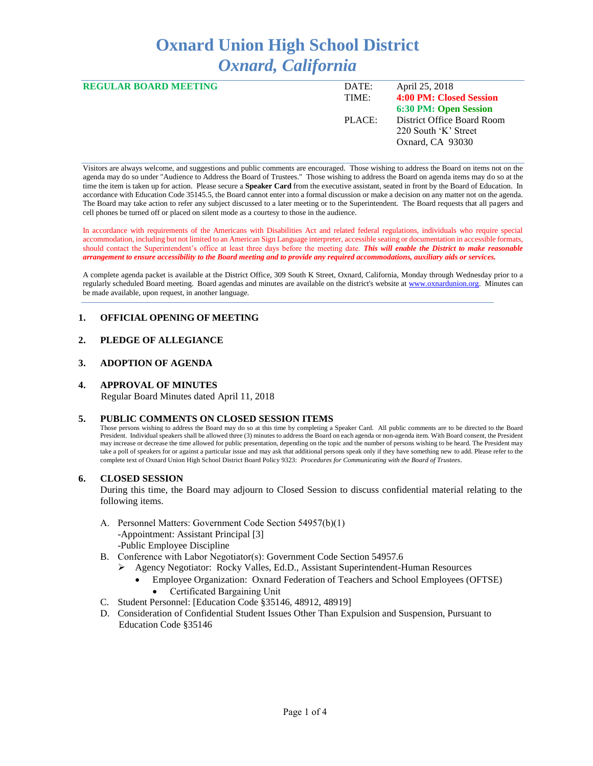# Oxnard Union High School District
## *Oxnard, California*

**REGULAR BOARD MEETING**

| | |
|---|---|
| DATE: | April 25, 2018 |
| TIME: | **4:00 PM: Closed Session** |
| | **6:30 PM: Open Session** |
| PLACE: | District Office Board Room<br>220 South 'K' Street<br>Oxnard, CA 93030 |

Visitors are always welcome, and suggestions and public comments are encouraged. Those wishing to address the Board on items not on the agenda may do so under "Audience to Address the Board of Trustees." Those wishing to address the Board on agenda items may do so at the time the item is taken up for action. Please secure a **Speaker Card** from the executive assistant, seated in front by the Board of Education. In accordance with Education Code 35145.5, the Board cannot enter into a formal discussion or make a decision on any matter not on the agenda. The Board may take action to refer any subject discussed to a later meeting or to the Superintendent. The Board requests that all pagers and cell phones be turned off or placed on silent mode as a courtesy to those in the audience.

In accordance with requirements of the Americans with Disabilities Act and related federal regulations, individuals who require special accommodation, including but not limited to an American Sign Language interpreter, accessible seating or documentation in accessible formats, should contact the Superintendent's office at least three days before the meeting date. ***This will enable the District to make reasonable arrangement to ensure accessibility to the Board meeting and to provide any required accommodations, auxiliary aids or services.***

A complete agenda packet is available at the District Office, 309 South K Street, Oxnard, California, Monday through Wednesday prior to a regularly scheduled Board meeting. Board agendas and minutes are available on the district's website at www.oxnardunion.org. Minutes can be made available, upon request, in another language.

## 1. OFFICIAL OPENING OF MEETING

## 2. PLEDGE OF ALLEGIANCE

## 3. ADOPTION OF AGENDA

## 4. APPROVAL OF MINUTES

Regular Board Minutes dated April 11, 2018

## 5. PUBLIC COMMENTS ON CLOSED SESSION ITEMS

Those persons wishing to address the Board may do so at this time by completing a Speaker Card. All public comments are to be directed to the Board President. Individual speakers shall be allowed three (3) minutes to address the Board on each agenda or non-agenda item. With Board consent, the President may increase or decrease the time allowed for public presentation, depending on the topic and the number of persons wishing to be heard. The President may take a poll of speakers for or against a particular issue and may ask that additional persons speak only if they have something new to add. Please refer to the complete text of Oxnard Union High School District Board Policy 9323: *Procedures for Communicating with the Board of Trustees*.

## 6. CLOSED SESSION

During this time, the Board may adjourn to Closed Session to discuss confidential material relating to the following items.

A. Personnel Matters: Government Code Section 54957(b)(1)
   - -Appointment: Assistant Principal [3]
   - -Public Employee Discipline

B. Conference with Labor Negotiator(s): Government Code Section 54957.6
   - Agency Negotiator: Rocky Valles, Ed.D., Assistant Superintendent-Human Resources
     - Employee Organization: Oxnard Federation of Teachers and School Employees (OFTSE)
       - Certificated Bargaining Unit

C. Student Personnel: [Education Code §35146, 48912, 48919]

D. Consideration of Confidential Student Issues Other Than Expulsion and Suspension, Pursuant to Education Code §35146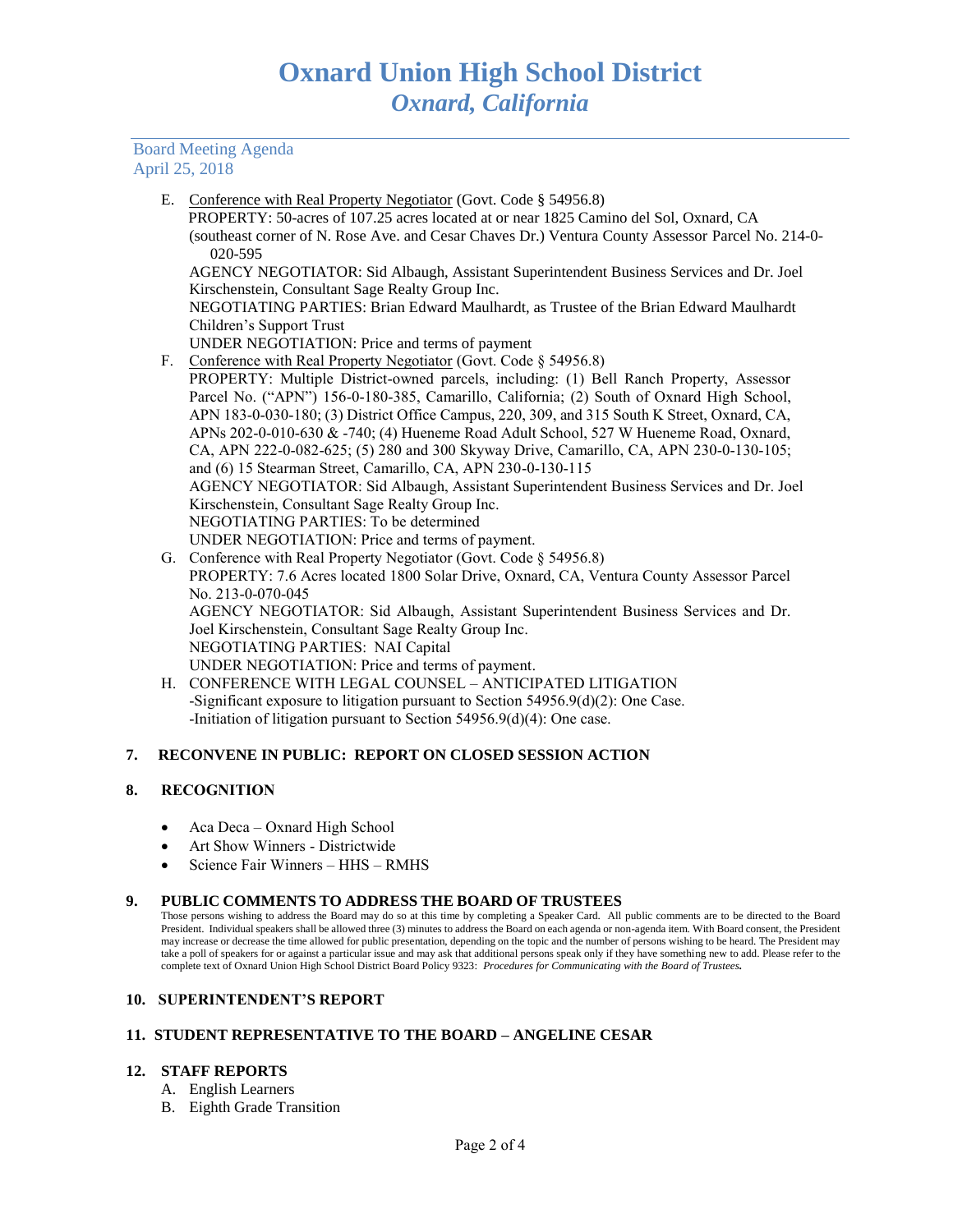Board Meeting Agenda
April 25, 2018

E. Conference with Real Property Negotiator (Govt. Code § 54956.8)
PROPERTY: 50-acres of 107.25 acres located at or near 1825 Camino del Sol, Oxnard, CA (southeast corner of N. Rose Ave. and Cesar Chaves Dr.) Ventura County Assessor Parcel No. 214-0-020-595
AGENCY NEGOTIATOR: Sid Albaugh, Assistant Superintendent Business Services and Dr. Joel Kirschenstein, Consultant Sage Realty Group Inc.
NEGOTIATING PARTIES: Brian Edward Maulhardt, as Trustee of the Brian Edward Maulhardt Children's Support Trust
UNDER NEGOTIATION: Price and terms of payment

F. Conference with Real Property Negotiator (Govt. Code § 54956.8)
PROPERTY: Multiple District-owned parcels, including: (1) Bell Ranch Property, Assessor Parcel No. ("APN") 156-0-180-385, Camarillo, California; (2) South of Oxnard High School, APN 183-0-030-180; (3) District Office Campus, 220, 309, and 315 South K Street, Oxnard, CA, APNs 202-0-010-630 & -740; (4) Hueneme Road Adult School, 527 W Hueneme Road, Oxnard, CA, APN 222-0-082-625; (5) 280 and 300 Skyway Drive, Camarillo, CA, APN 230-0-130-105; and (6) 15 Stearman Street, Camarillo, CA, APN 230-0-130-115
AGENCY NEGOTIATOR: Sid Albaugh, Assistant Superintendent Business Services and Dr. Joel Kirschenstein, Consultant Sage Realty Group Inc.
NEGOTIATING PARTIES: To be determined
UNDER NEGOTIATION: Price and terms of payment.

G. Conference with Real Property Negotiator (Govt. Code § 54956.8)
PROPERTY: 7.6 Acres located 1800 Solar Drive, Oxnard, CA, Ventura County Assessor Parcel No. 213-0-070-045
AGENCY NEGOTIATOR: Sid Albaugh, Assistant Superintendent Business Services and Dr. Joel Kirschenstein, Consultant Sage Realty Group Inc.
NEGOTIATING PARTIES: NAI Capital
UNDER NEGOTIATION: Price and terms of payment.

H. CONFERENCE WITH LEGAL COUNSEL – ANTICIPATED LITIGATION
-Significant exposure to litigation pursuant to Section 54956.9(d)(2): One Case.
-Initiation of litigation pursuant to Section 54956.9(d)(4): One case.

## 7. RECONVENE IN PUBLIC: REPORT ON CLOSED SESSION ACTION

## 8. RECOGNITION

- Aca Deca – Oxnard High School
- Art Show Winners - Districtwide
- Science Fair Winners – HHS – RMHS

## 9. PUBLIC COMMENTS TO ADDRESS THE BOARD OF TRUSTEES

Those persons wishing to address the Board may do so at this time by completing a Speaker Card. All public comments are to be directed to the Board President. Individual speakers shall be allowed three (3) minutes to address the Board on each agenda or non-agenda item. With Board consent, the President may increase or decrease the time allowed for public presentation, depending on the topic and the number of persons wishing to be heard. The President may take a poll of speakers for or against a particular issue and may ask that additional persons speak only if they have something new to add. Please refer to the complete text of Oxnard Union High School District Board Policy 9323: *Procedures for Communicating with the Board of Trustees.*

## 10. SUPERINTENDENT'S REPORT

## 11. STUDENT REPRESENTATIVE TO THE BOARD – ANGELINE CESAR

## 12. STAFF REPORTS

A. English Learners
B. Eighth Grade Transition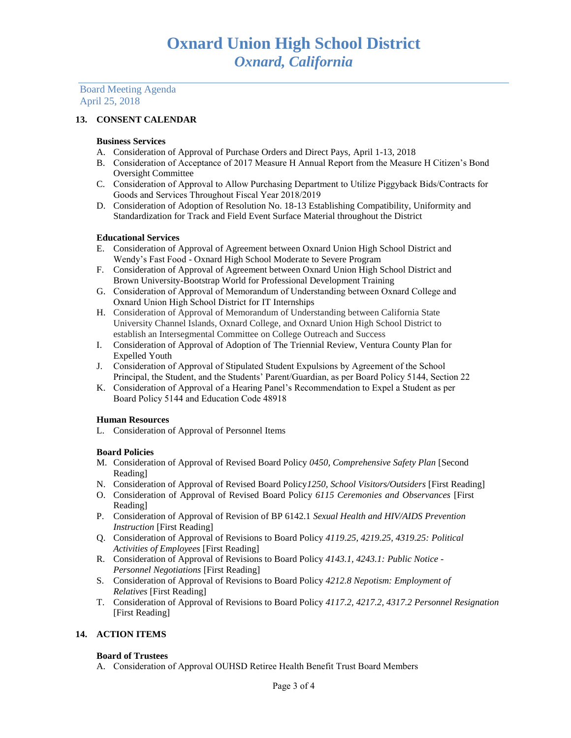# Oxnard Union High School District
## *Oxnard, California*

Board Meeting Agenda
April 25, 2018

### 13. CONSENT CALENDAR

**Business Services**

A. Consideration of Approval of Purchase Orders and Direct Pays, April 1-13, 2018
B. Consideration of Acceptance of 2017 Measure H Annual Report from the Measure H Citizen's Bond Oversight Committee
C. Consideration of Approval to Allow Purchasing Department to Utilize Piggyback Bids/Contracts for Goods and Services Throughout Fiscal Year 2018/2019
D. Consideration of Adoption of Resolution No. 18-13 Establishing Compatibility, Uniformity and Standardization for Track and Field Event Surface Material throughout the District

**Educational Services**

E. Consideration of Approval of Agreement between Oxnard Union High School District and Wendy's Fast Food - Oxnard High School Moderate to Severe Program
F. Consideration of Approval of Agreement between Oxnard Union High School District and Brown University-Bootstrap World for Professional Development Training
G. Consideration of Approval of Memorandum of Understanding between Oxnard College and Oxnard Union High School District for IT Internships
H. Consideration of Approval of Memorandum of Understanding between California State University Channel Islands, Oxnard College, and Oxnard Union High School District to establish an Intersegmental Committee on College Outreach and Success
I. Consideration of Approval of Adoption of The Triennial Review, Ventura County Plan for Expelled Youth
J. Consideration of Approval of Stipulated Student Expulsions by Agreement of the School Principal, the Student, and the Students' Parent/Guardian, as per Board Policy 5144, Section 22
K. Consideration of Approval of a Hearing Panel's Recommendation to Expel a Student as per Board Policy 5144 and Education Code 48918

**Human Resources**

L. Consideration of Approval of Personnel Items

**Board Policies**

M. Consideration of Approval of Revised Board Policy *0450, Comprehensive Safety Plan* [Second Reading]
N. Consideration of Approval of Revised Board Policy*1250, School Visitors/Outsiders* [First Reading]
O. Consideration of Approval of Revised Board Policy *6115 Ceremonies and Observances* [First Reading]
P. Consideration of Approval of Revision of BP 6142.1 *Sexual Health and HIV/AIDS Prevention Instruction* [First Reading]
Q. Consideration of Approval of Revisions to Board Policy *4119.25, 4219.25, 4319.25: Political Activities of Employees* [First Reading]
R. Consideration of Approval of Revisions to Board Policy *4143.1, 4243.1: Public Notice - Personnel Negotiations* [First Reading]
S. Consideration of Approval of Revisions to Board Policy *4212.8 Nepotism: Employment of Relatives* [First Reading]
T. Consideration of Approval of Revisions to Board Policy *4117.2, 4217.2, 4317.2 Personnel Resignation* [First Reading]

### 14. ACTION ITEMS

**Board of Trustees**

A. Consideration of Approval OUHSD Retiree Health Benefit Trust Board Members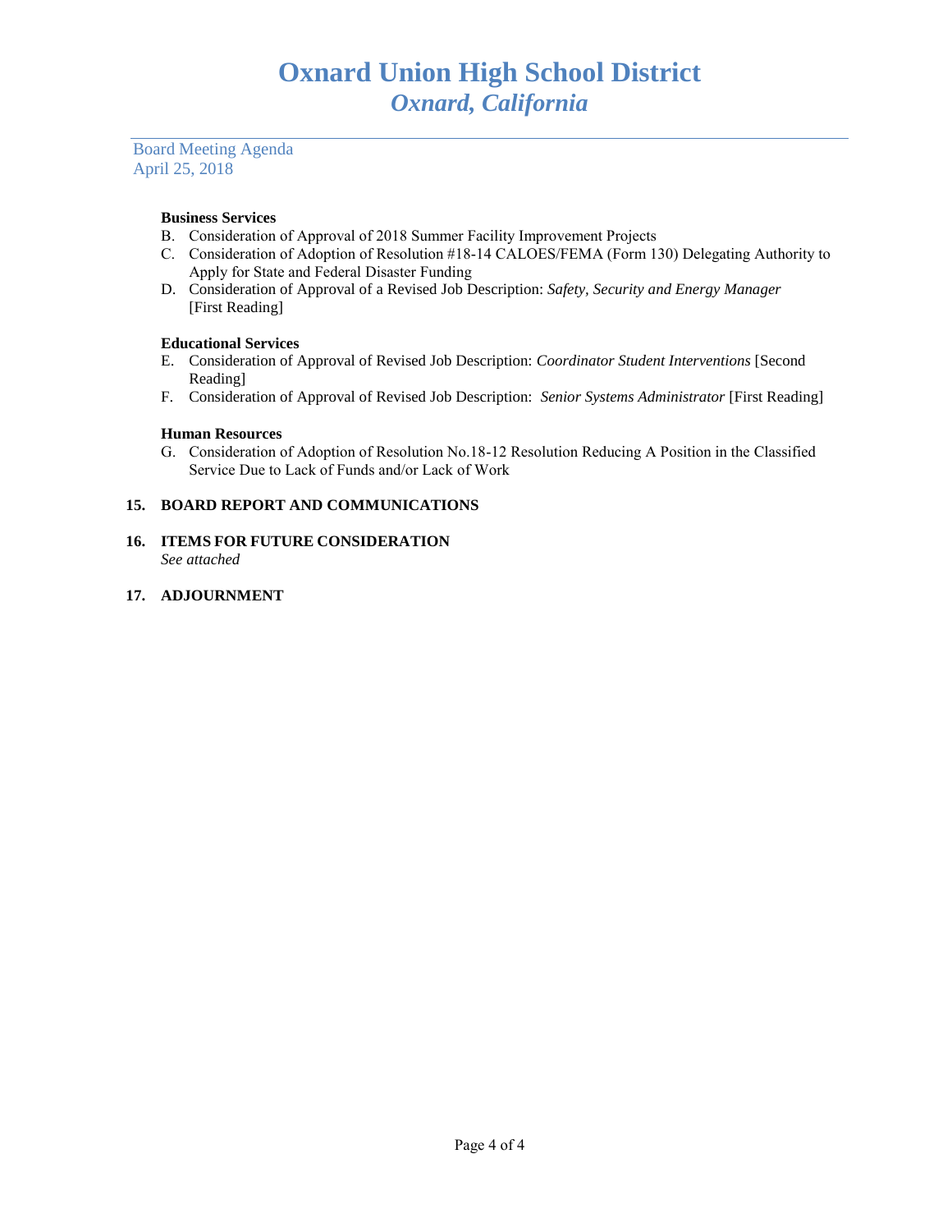**Business Services**

B. Consideration of Approval of 2018 Summer Facility Improvement Projects
C. Consideration of Adoption of Resolution #18-14 CALOES/FEMA (Form 130) Delegating Authority to Apply for State and Federal Disaster Funding
D. Consideration of Approval of a Revised Job Description: *Safety, Security and Energy Manager* [First Reading]

**Educational Services**

E. Consideration of Approval of Revised Job Description: *Coordinator Student Interventions* [Second Reading]
F. Consideration of Approval of Revised Job Description: *Senior Systems Administrator* [First Reading]

**Human Resources**

G. Consideration of Adoption of Resolution No.18-12 Resolution Reducing A Position in the Classified Service Due to Lack of Funds and/or Lack of Work

**15. BOARD REPORT AND COMMUNICATIONS**

**16. ITEMS FOR FUTURE CONSIDERATION**
*See attached*

**17. ADJOURNMENT**